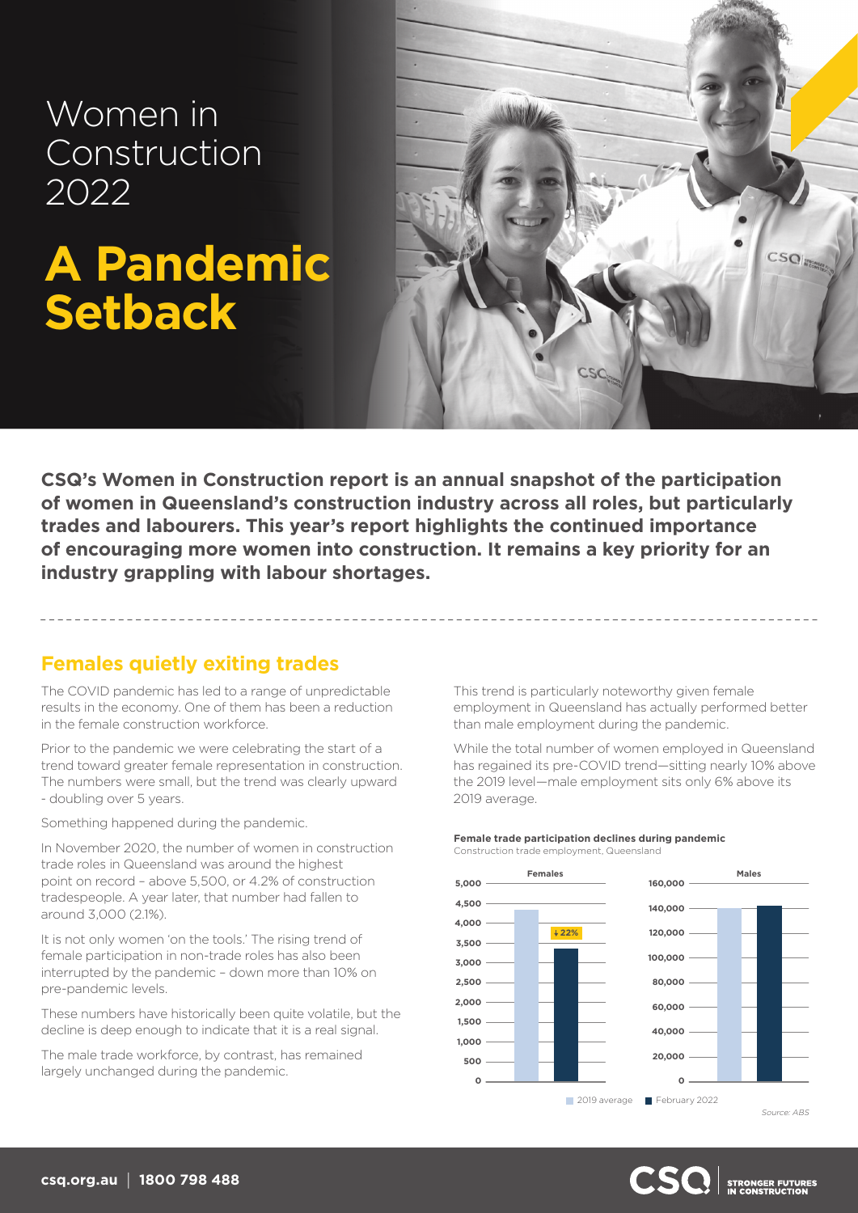# Women in Construction 2022

# A Pandemic Setback

**CSQ's Women in Construction report is an annual snapshot of the participation of women in Queensland's construction industry across all roles, but particularly trades and labourers. This year's report highlights the continued importance of encouraging more women into construction. It remains a key priority for an industry grappling with labour shortages.**

## Females quietly exiting trades

The COVID pandemic has led to a range of unpredictable results in the economy. One of them has been a reduction in the female construction workforce.

Prior to the pandemic we were celebrating the start of a trend toward greater female representation in construction. The numbers were small, but the trend was clearly upward - doubling over 5 years.

Something happened during the pandemic.

In November 2020, the number of women in construction trade roles in Queensland was around the highest point on record – above 5,500, or 4.2% of construction tradespeople. A year later, that number had fallen to around 3,000 (2.1%).

It is not only women 'on the tools.' The rising trend of female participation in non-trade roles has also been interrupted by the pandemic – down more than 10% on pre-pandemic levels.

These numbers have historically been quite volatile, but the decline is deep enough to indicate that it is a real signal.

The male trade workforce, by contrast, has remained largely unchanged during the pandemic.

This trend is particularly noteworthy given female employment in Queensland has actually performed better than male employment during the pandemic.

While the total number of women employed in Queensland has regained its pre-COVID trend—sitting nearly 10% above the 2019 level—male employment sits only 6% above its 2019 average.

**Female trade participation declines during pandemic**
Construction trade employment, Queensland

Females: 2019 average vs February 2022 (↓22%)
Males: 2019 average vs February 2022

2019 average | February 2022

*Source: ABS*

csq.org.au | 1800 798 488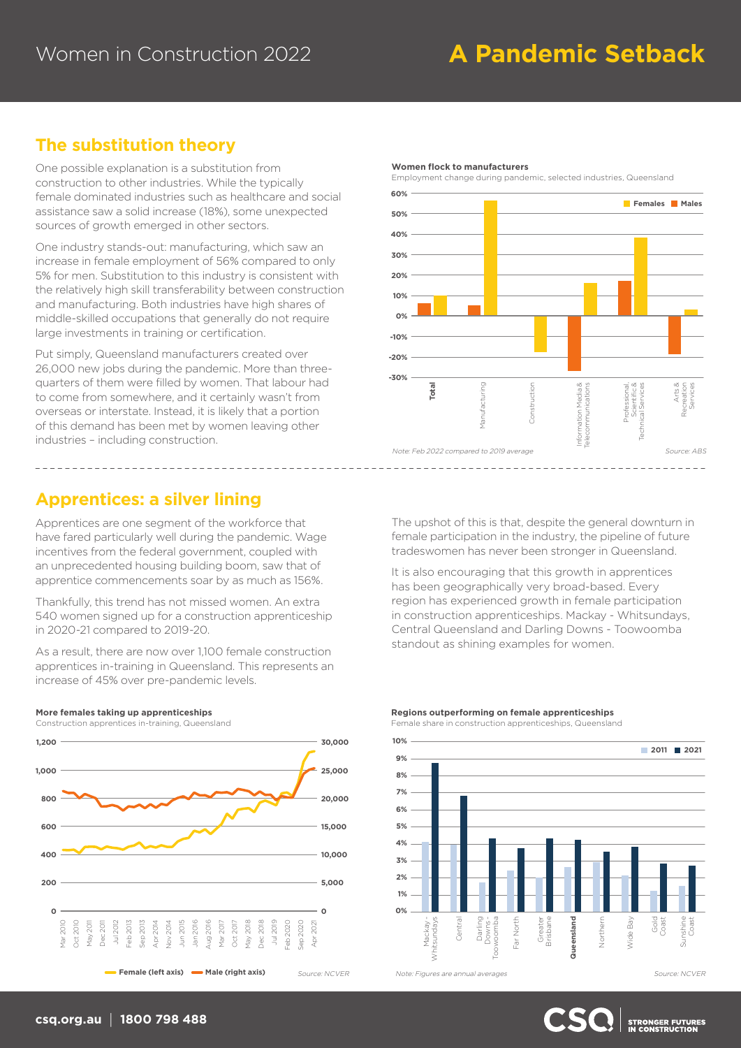# Women in Construction 2022

# A Pandemic Setback

## The substitution theory

One possible explanation is a substitution from construction to other industries. While the typically female dominated industries such as healthcare and social assistance saw a solid increase (18%), some unexpected sources of growth emerged in other sectors.

One industry stands-out: manufacturing, which saw an increase in female employment of 56% compared to only 5% for men. Substitution to this industry is consistent with the relatively high skill transferability between construction and manufacturing. Both industries have high shares of middle-skilled occupations that generally do not require large investments in training or certification.

Put simply, Queensland manufacturers created over 26,000 new jobs during the pandemic. More than three-quarters of them were filled by women. That labour had to come from somewhere, and it certainly wasn't from overseas or interstate. Instead, it is likely that a portion of this demand has been met by women leaving other industries – including construction.

**Women flock to manufacturers**

Employment change during pandemic, selected industries, Queensland

Females  Males

60%
50%
40%
30%
20%
10%
0%
-10%
-20%
-30%

**Total**
Manufacturing
Construction
Information Media & Telecommunications
Professional, Scientific & Technical Services
Arts & Recreation Services

*Note: Feb 2022 compared to 2019 average*

*Source: ABS*

## Apprentices: a silver lining

Apprentices are one segment of the workforce that have fared particularly well during the pandemic. Wage incentives from the federal government, coupled with an unprecedented housing building boom, saw that of apprentice commencements soar by as much as 156%.

Thankfully, this trend has not missed women. An extra 540 women signed up for a construction apprenticeship in 2020-21 compared to 2019-20.

As a result, there are now over 1,100 female construction apprentices in-training in Queensland. This represents an increase of 45% over pre-pandemic levels.

The upshot of this is that, despite the general downturn in female participation in the industry, the pipeline of future tradeswomen has never been stronger in Queensland.

It is also encouraging that this growth in apprentices has been geographically very broad-based. Every region has experienced growth in female participation in construction apprenticeships. Mackay - Whitsundays, Central Queensland and Darling Downs - Toowoomba standout as shining examples for women.

**More females taking up apprenticeships**

Construction apprentices in-training, Queensland

1,200
1,000
800
600
400
200
0

30,000
25,000
20,000
15,000
10,000
5,000
0

Mar 2010, Oct 2010, May 2011, Dec 2011, Jul 2012, Feb 2013, Sep 2013, Apr 2014, Nov 2014, Jun 2015, Jan 2016, Aug 2016, Mar 2017, Oct 2017, May 2018, Dec 2018, Jul 2019, Feb 2020, Sep 2020, Apr 2021

**Female (left axis)**  **Male (right axis)**

*Source: NCVER*

**Regions outperforming on female apprenticeships**

Female share in construction apprenticeships, Queensland

2011  2021

10%
9%
8%
7%
6%
5%
4%
3%
2%
1%
0%

Mackay - Whitsundays
Central
Darling Downs - Toowoomba
Far North
Greater Brisbane
**Queensland**
Northern
Wide Bay
Gold Coast
Sunshine Coast

*Note: Figures are annual averages*

*Source: NCVER*

**csq.org.au** | **1800 798 488**

CSQ STRONGER FUTURES IN CONSTRUCTION